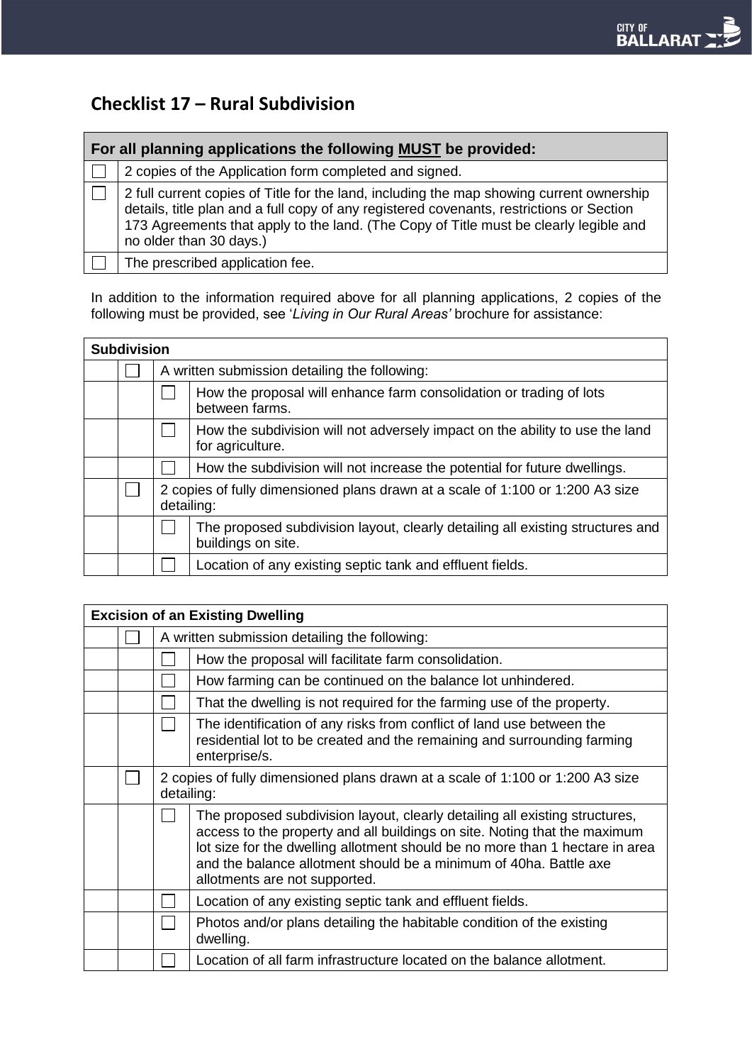## Checklist 17 – Rural Subdivision

| For all planning applications the following **MUST** be provided: | |
|---|---|
| ☐ | 2 copies of the Application form completed and signed. |
| ☐ | 2 full current copies of Title for the land, including the map showing current ownership details, title plan and a full copy of any registered covenants, restrictions or Section 173 Agreements that apply to the land. (The Copy of Title must be clearly legible and no older than 30 days.) |
| ☐ | The prescribed application fee. |

In addition to the information required above for all planning applications, 2 copies of the following must be provided, see '*Living in Our Rural Areas'* brochure for assistance:

| **Subdivision** | | | |
|---|---|---|---|
| | ☐ | A written submission detailing the following: | |
| | | ☐ | How the proposal will enhance farm consolidation or trading of lots between farms. |
| | | ☐ | How the subdivision will not adversely impact on the ability to use the land for agriculture. |
| | | ☐ | How the subdivision will not increase the potential for future dwellings. |
| | ☐ | 2 copies of fully dimensioned plans drawn at a scale of 1:100 or 1:200 A3 size detailing: | |
| | | ☐ | The proposed subdivision layout, clearly detailing all existing structures and buildings on site. |
| | | ☐ | Location of any existing septic tank and effluent fields. |

| **Excision of an Existing Dwelling** | | | |
|---|---|---|---|
| | ☐ | A written submission detailing the following: | |
| | | ☐ | How the proposal will facilitate farm consolidation. |
| | | ☐ | How farming can be continued on the balance lot unhindered. |
| | | ☐ | That the dwelling is not required for the farming use of the property. |
| | | ☐ | The identification of any risks from conflict of land use between the residential lot to be created and the remaining and surrounding farming enterprise/s. |
| | ☐ | 2 copies of fully dimensioned plans drawn at a scale of 1:100 or 1:200 A3 size detailing: | |
| | | ☐ | The proposed subdivision layout, clearly detailing all existing structures, access to the property and all buildings on site. Noting that the maximum lot size for the dwelling allotment should be no more than 1 hectare in area and the balance allotment should be a minimum of 40ha. Battle axe allotments are not supported. |
| | | ☐ | Location of any existing septic tank and effluent fields. |
| | | ☐ | Photos and/or plans detailing the habitable condition of the existing dwelling. |
| | | ☐ | Location of all farm infrastructure located on the balance allotment. |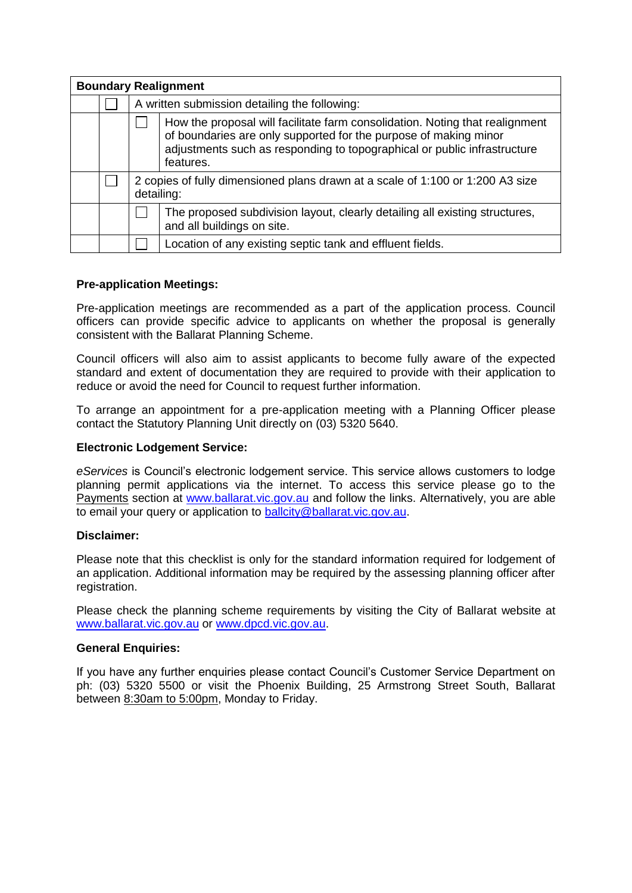| Boundary Realignment | | | |
|---|---|---|---|
| | ☐ | A written submission detailing the following: | |
| | | ☐ | How the proposal will facilitate farm consolidation. Noting that realignment of boundaries are only supported for the purpose of making minor adjustments such as responding to topographical or public infrastructure features. |
| | ☐ | 2 copies of fully dimensioned plans drawn at a scale of 1:100 or 1:200 A3 size detailing: | |
| | | ☐ | The proposed subdivision layout, clearly detailing all existing structures, and all buildings on site. |
| | | ☐ | Location of any existing septic tank and effluent fields. |

**Pre-application Meetings:**

Pre-application meetings are recommended as a part of the application process. Council officers can provide specific advice to applicants on whether the proposal is generally consistent with the Ballarat Planning Scheme.

Council officers will also aim to assist applicants to become fully aware of the expected standard and extent of documentation they are required to provide with their application to reduce or avoid the need for Council to request further information.

To arrange an appointment for a pre-application meeting with a Planning Officer please contact the Statutory Planning Unit directly on (03) 5320 5640.

**Electronic Lodgement Service:**

*eServices* is Council's electronic lodgement service. This service allows customers to lodge planning permit applications via the internet. To access this service please go to the Payments section at www.ballarat.vic.gov.au and follow the links. Alternatively, you are able to email your query or application to ballcity@ballarat.vic.gov.au.

**Disclaimer:**

Please note that this checklist is only for the standard information required for lodgement of an application. Additional information may be required by the assessing planning officer after registration.

Please check the planning scheme requirements by visiting the City of Ballarat website at www.ballarat.vic.gov.au or www.dpcd.vic.gov.au.

**General Enquiries:**

If you have any further enquiries please contact Council's Customer Service Department on ph: (03) 5320 5500 or visit the Phoenix Building, 25 Armstrong Street South, Ballarat between 8:30am to 5:00pm, Monday to Friday.